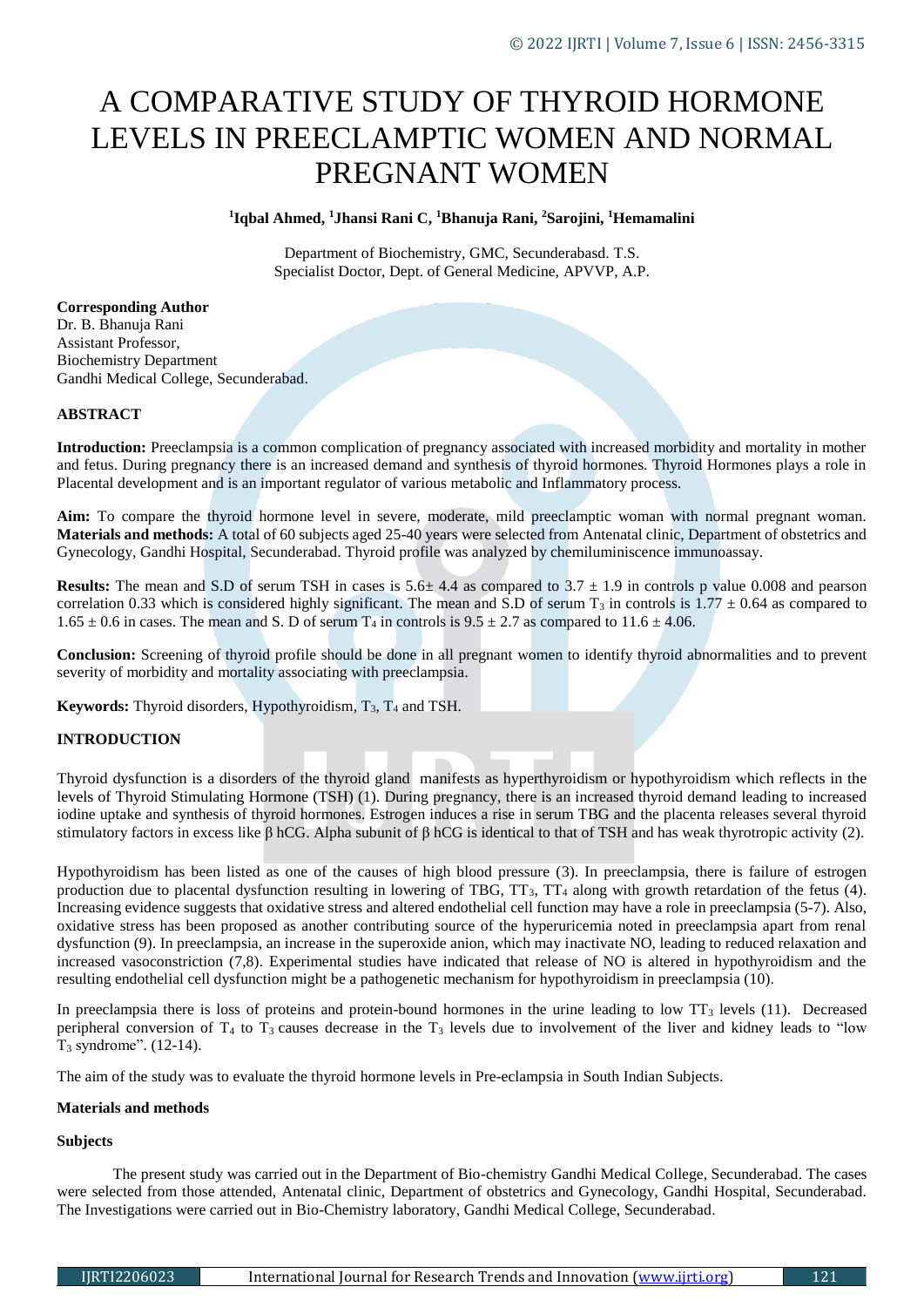# A COMPARATIVE STUDY OF THYROID HORMONE LEVELS IN PREECLAMPTIC WOMEN AND NORMAL PREGNANT WOMEN

**[1]Iqbal Ahmed, [1]Jhansi Rani C, [1]Bhanuja Rani, [2]Sarojini, [1]Hemamalini**

Department of Biochemistry, GMC, Secunderabasd. T.S.
Specialist Doctor, Dept. of General Medicine, APVVP, A.P.

**Corresponding Author**
Dr. B. Bhanuja Rani
Assistant Professor,
Biochemistry Department
Gandhi Medical College, Secunderabad.

## ABSTRACT

**Introduction:** Preeclampsia is a common complication of pregnancy associated with increased morbidity and mortality in mother and fetus. During pregnancy there is an increased demand and synthesis of thyroid hormones. Thyroid Hormones plays a role in Placental development and is an important regulator of various metabolic and Inflammatory process.

**Aim:** To compare the thyroid hormone level in severe, moderate, mild preeclamptic woman with normal pregnant woman.
**Materials and methods:** A total of 60 subjects aged 25-40 years were selected from Antenatal clinic, Department of obstetrics and Gynecology, Gandhi Hospital, Secunderabad. Thyroid profile was analyzed by chemiluminiscence immunoassay.

**Results:** The mean and S.D of serum TSH in cases is $5.6 \pm 4.4$ as compared to $3.7 \pm 1.9$ in controls p value 0.008 and pearson correlation 0.33 which is considered highly significant. The mean and S.D of serum $T_3$ in controls is $1.77 \pm 0.64$ as compared to $1.65 \pm 0.6$ in cases. The mean and S. D of serum $T_4$ in controls is $9.5 \pm 2.7$ as compared to $11.6 \pm 4.06$.

**Conclusion:** Screening of thyroid profile should be done in all pregnant women to identify thyroid abnormalities and to prevent severity of morbidity and mortality associating with preeclampsia.

**Keywords:** Thyroid disorders, Hypothyroidism, $T_3$, $T_4$ and TSH.

## INTRODUCTION

Thyroid dysfunction is a disorders of the thyroid gland manifests as hyperthyroidism or hypothyroidism which reflects in the levels of Thyroid Stimulating Hormone (TSH) (1). During pregnancy, there is an increased thyroid demand leading to increased iodine uptake and synthesis of thyroid hormones. Estrogen induces a rise in serum TBG and the placenta releases several thyroid stimulatory factors in excess like β hCG. Alpha subunit of β hCG is identical to that of TSH and has weak thyrotropic activity (2).

Hypothyroidism has been listed as one of the causes of high blood pressure (3). In preeclampsia, there is failure of estrogen production due to placental dysfunction resulting in lowering of TBG, $TT_3$, $TT_4$ along with growth retardation of the fetus (4). Increasing evidence suggests that oxidative stress and altered endothelial cell function may have a role in preeclampsia (5-7). Also, oxidative stress has been proposed as another contributing source of the hyperuricemia noted in preeclampsia apart from renal dysfunction (9). In preeclampsia, an increase in the superoxide anion, which may inactivate NO, leading to reduced relaxation and increased vasoconstriction (7,8). Experimental studies have indicated that release of NO is altered in hypothyroidism and the resulting endothelial cell dysfunction might be a pathogenetic mechanism for hypothyroidism in preeclampsia (10).

In preeclampsia there is loss of proteins and protein-bound hormones in the urine leading to low $TT_3$ levels (11). Decreased peripheral conversion of $T_4$ to $T_3$ causes decrease in the $T_3$ levels due to involvement of the liver and kidney leads to "low $T_3$ syndrome". (12-14).

The aim of the study was to evaluate the thyroid hormone levels in Pre-eclampsia in South Indian Subjects.

### Materials and methods

#### Subjects

The present study was carried out in the Department of Bio-chemistry Gandhi Medical College, Secunderabad. The cases were selected from those attended, Antenatal clinic, Department of obstetrics and Gynecology, Gandhi Hospital, Secunderabad. The Investigations were carried out in Bio-Chemistry laboratory, Gandhi Medical College, Secunderabad.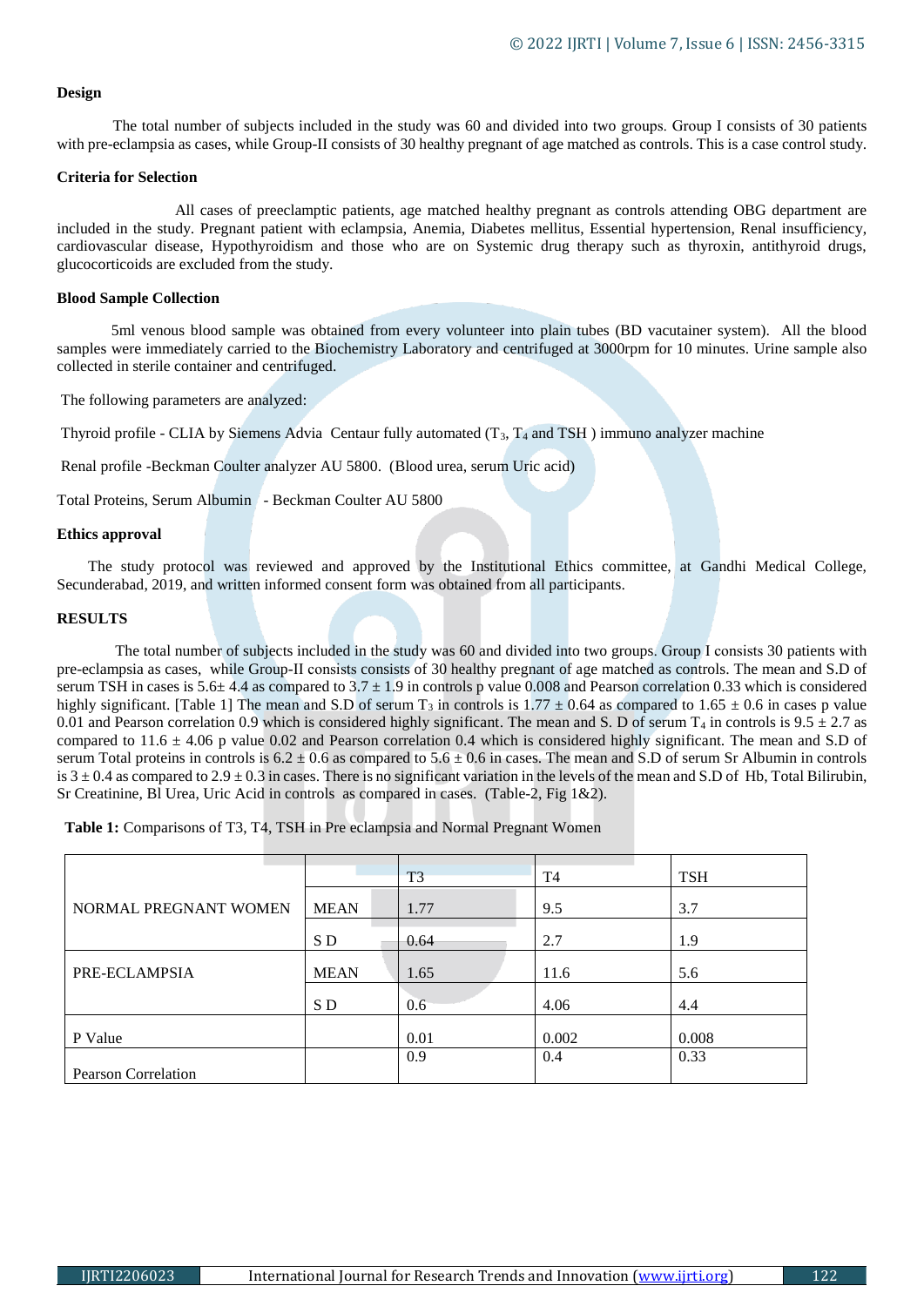### Design

The total number of subjects included in the study was 60 and divided into two groups. Group I consists of 30 patients with pre-eclampsia as cases, while Group-II consists of 30 healthy pregnant of age matched as controls. This is a case control study.

### Criteria for Selection

All cases of preeclamptic patients, age matched healthy pregnant as controls attending OBG department are included in the study. Pregnant patient with eclampsia, Anemia, Diabetes mellitus, Essential hypertension, Renal insufficiency, cardiovascular disease, Hypothyroidism and those who are on Systemic drug therapy such as thyroxin, antithyroid drugs, glucocorticoids are excluded from the study.

### Blood Sample Collection

5ml venous blood sample was obtained from every volunteer into plain tubes (BD vacutainer system). All the blood samples were immediately carried to the Biochemistry Laboratory and centrifuged at 3000rpm for 10 minutes. Urine sample also collected in sterile container and centrifuged.

The following parameters are analyzed:

Thyroid profile - CLIA by Siemens Advia Centaur fully automated ($T_3$, $T_4$ and TSH ) immuno analyzer machine

Renal profile -Beckman Coulter analyzer AU 5800. (Blood urea, serum Uric acid)

Total Proteins, Serum Albumin - Beckman Coulter AU 5800

### Ethics approval

The study protocol was reviewed and approved by the Institutional Ethics committee, at Gandhi Medical College, Secunderabad, 2019, and written informed consent form was obtained from all participants.

### RESULTS

The total number of subjects included in the study was 60 and divided into two groups. Group I consists 30 patients with pre-eclampsia as cases, while Group-II consists consists of 30 healthy pregnant of age matched as controls. The mean and S.D of serum TSH in cases is 5.6± 4.4 as compared to 3.7 ± 1.9 in controls p value 0.008 and Pearson correlation 0.33 which is considered highly significant. [Table 1] The mean and S.D of serum $T_3$ in controls is 1.77 ± 0.64 as compared to 1.65 ± 0.6 in cases p value 0.01 and Pearson correlation 0.9 which is considered highly significant. The mean and S. D of serum $T_4$ in controls is 9.5 ± 2.7 as compared to 11.6 ± 4.06 p value 0.02 and Pearson correlation 0.4 which is considered highly significant. The mean and S.D of serum Total proteins in controls is 6.2 ± 0.6 as compared to 5.6 ± 0.6 in cases. The mean and S.D of serum Sr Albumin in controls is 3 ± 0.4 as compared to 2.9 ± 0.3 in cases. There is no significant variation in the levels of the mean and S.D of Hb, Total Bilirubin, Sr Creatinine, Bl Urea, Uric Acid in controls as compared in cases. (Table-2, Fig 1&2).

**Table 1:** Comparisons of T3, T4, TSH in Pre eclampsia and Normal Pregnant Women

| | | T3 | T4 | TSH |
|---|---|---|---|---|
| NORMAL PREGNANT WOMEN | MEAN | 1.77 | 9.5 | 3.7 |
| | S D | 0.64 | 2.7 | 1.9 |
| PRE-ECLAMPSIA | MEAN | 1.65 | 11.6 | 5.6 |
| | S D | 0.6 | 4.06 | 4.4 |
| P Value | | 0.01 | 0.002 | 0.008 |
| Pearson Correlation | | 0.9 | 0.4 | 0.33 |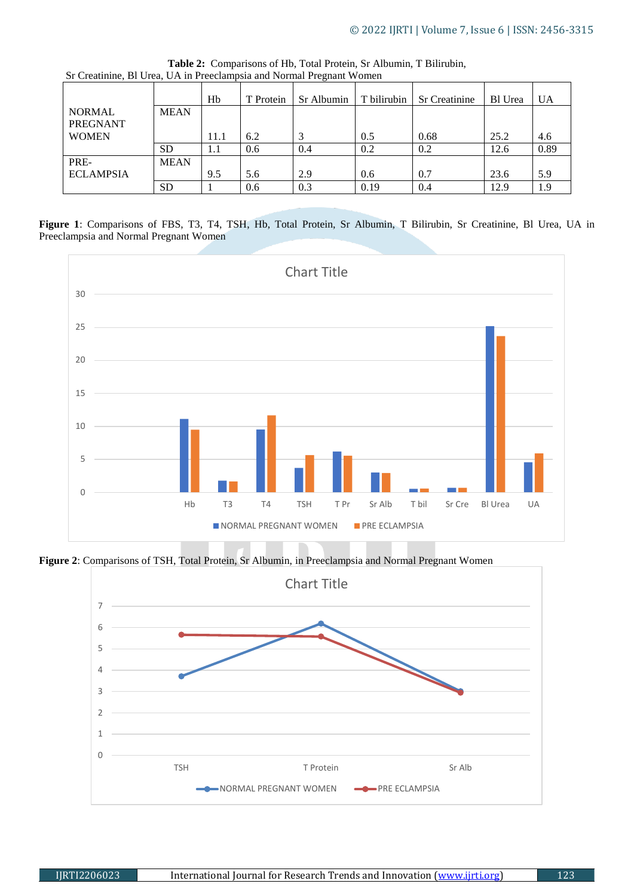**Table 2:** Comparisons of Hb, Total Protein, Sr Albumin, T Bilirubin, Sr Creatinine, Bl Urea, UA in Preeclampsia and Normal Pregnant Women

| | | Hb | T Protein | Sr Albumin | T bilirubin | Sr Creatinine | Bl Urea | UA |
|---|---|---|---|---|---|---|---|---|
| NORMAL PREGNANT WOMEN | MEAN | 11.1 | 6.2 | 3 | 0.5 | 0.68 | 25.2 | 4.6 |
| | SD | 1.1 | 0.6 | 0.4 | 0.2 | 0.2 | 12.6 | 0.89 |
| PRE-ECLAMPSIA | MEAN | 9.5 | 5.6 | 2.9 | 0.6 | 0.7 | 23.6 | 5.9 |
| | SD | 1 | 0.6 | 0.3 | 0.19 | 0.4 | 12.9 | 1.9 |

**Figure 1**: Comparisons of FBS, T3, T4, TSH, Hb, Total Protein, Sr Albumin, T Bilirubin, Sr Creatinine, Bl Urea, UA in Preeclampsia and Normal Pregnant Women

**Figure 2**: Comparisons of TSH, Total Protein, Sr Albumin, in Preeclampsia and Normal Pregnant Women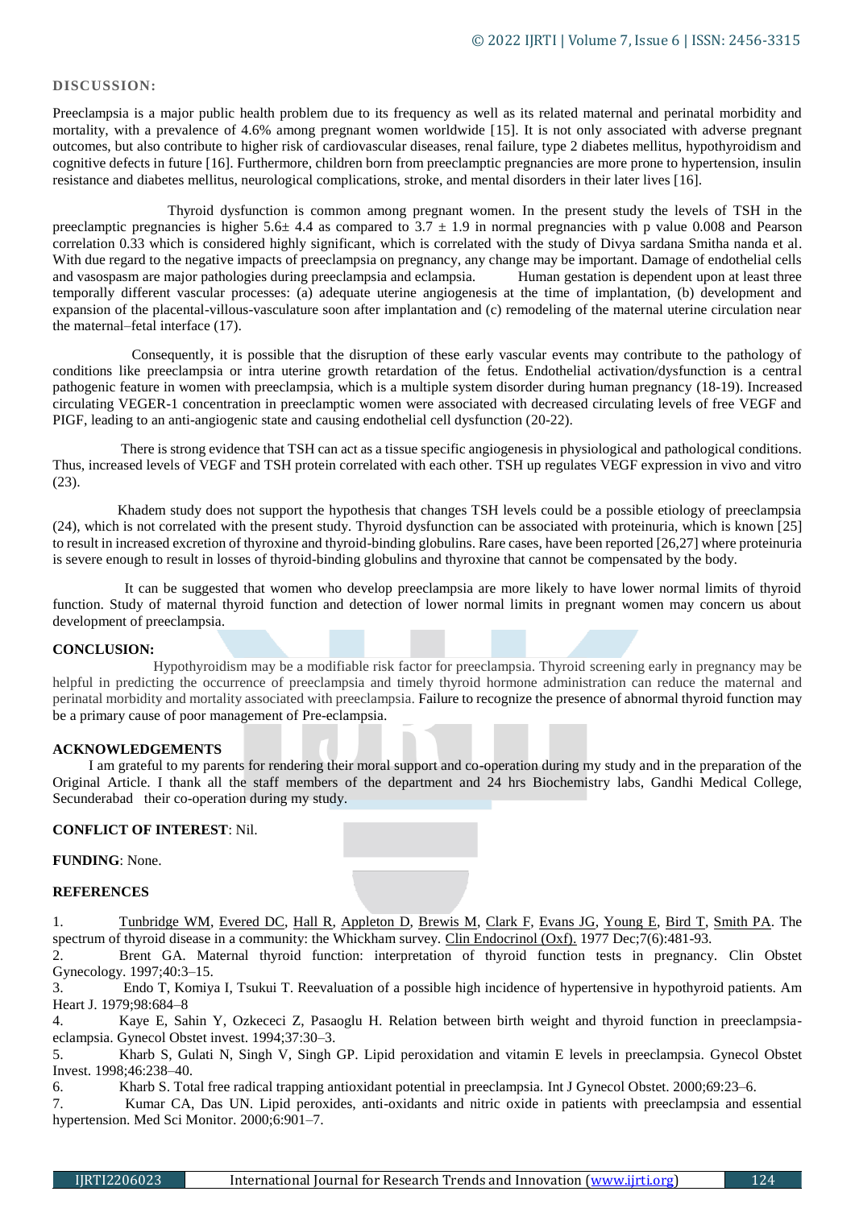## DISCUSSION:

Preeclampsia is a major public health problem due to its frequency as well as its related maternal and perinatal morbidity and mortality, with a prevalence of 4.6% among pregnant women worldwide [15]. It is not only associated with adverse pregnant outcomes, but also contribute to higher risk of cardiovascular diseases, renal failure, type 2 diabetes mellitus, hypothyroidism and cognitive defects in future [16]. Furthermore, children born from preeclamptic pregnancies are more prone to hypertension, insulin resistance and diabetes mellitus, neurological complications, stroke, and mental disorders in their later lives [16].

Thyroid dysfunction is common among pregnant women. In the present study the levels of TSH in the preeclamptic pregnancies is higher 5.6± 4.4 as compared to 3.7 ± 1.9 in normal pregnancies with p value 0.008 and Pearson correlation 0.33 which is considered highly significant, which is correlated with the study of Divya sardana Smitha nanda et al. With due regard to the negative impacts of preeclampsia on pregnancy, any change may be important. Damage of endothelial cells and vasospasm are major pathologies during preeclampsia and eclampsia. Human gestation is dependent upon at least three temporally different vascular processes: (a) adequate uterine angiogenesis at the time of implantation, (b) development and expansion of the placental-villous-vasculature soon after implantation and (c) remodeling of the maternal uterine circulation near the maternal–fetal interface (17).

Consequently, it is possible that the disruption of these early vascular events may contribute to the pathology of conditions like preeclampsia or intra uterine growth retardation of the fetus. Endothelial activation/dysfunction is a central pathogenic feature in women with preeclampsia, which is a multiple system disorder during human pregnancy (18-19). Increased circulating VEGER-1 concentration in preeclamptic women were associated with decreased circulating levels of free VEGF and PIGF, leading to an anti-angiogenic state and causing endothelial cell dysfunction (20-22).

There is strong evidence that TSH can act as a tissue specific angiogenesis in physiological and pathological conditions. Thus, increased levels of VEGF and TSH protein correlated with each other. TSH up regulates VEGF expression in vivo and vitro (23).

Khadem study does not support the hypothesis that changes TSH levels could be a possible etiology of preeclampsia (24), which is not correlated with the present study. Thyroid dysfunction can be associated with proteinuria, which is known [25] to result in increased excretion of thyroxine and thyroid-binding globulins. Rare cases, have been reported [26,27] where proteinuria is severe enough to result in losses of thyroid-binding globulins and thyroxine that cannot be compensated by the body.

It can be suggested that women who develop preeclampsia are more likely to have lower normal limits of thyroid function. Study of maternal thyroid function and detection of lower normal limits in pregnant women may concern us about development of preeclampsia.

## CONCLUSION:

Hypothyroidism may be a modifiable risk factor for preeclampsia. Thyroid screening early in pregnancy may be helpful in predicting the occurrence of preeclampsia and timely thyroid hormone administration can reduce the maternal and perinatal morbidity and mortality associated with preeclampsia. Failure to recognize the presence of abnormal thyroid function may be a primary cause of poor management of Pre-eclampsia.

## ACKNOWLEDGEMENTS

I am grateful to my parents for rendering their moral support and co-operation during my study and in the preparation of the Original Article. I thank all the staff members of the department and 24 hrs Biochemistry labs, Gandhi Medical College, Secunderabad their co-operation during my study.

**CONFLICT OF INTEREST**: Nil.

**FUNDING**: None.

## REFERENCES

1. Tunbridge WM, Evered DC, Hall R, Appleton D, Brewis M, Clark F, Evans JG, Young E, Bird T, Smith PA. The spectrum of thyroid disease in a community: the Whickham survey. Clin Endocrinol (Oxf). 1977 Dec;7(6):481-93.
2. Brent GA. Maternal thyroid function: interpretation of thyroid function tests in pregnancy. Clin Obstet Gynecology. 1997;40:3–15.
3. Endo T, Komiya I, Tsukui T. Reevaluation of a possible high incidence of hypertensive in hypothyroid patients. Am Heart J. 1979;98:684–8
4. Kaye E, Sahin Y, Ozkececi Z, Pasaoglu H. Relation between birth weight and thyroid function in preeclampsia-eclampsia. Gynecol Obstet invest. 1994;37:30–3.
5. Kharb S, Gulati N, Singh V, Singh GP. Lipid peroxidation and vitamin E levels in preeclampsia. Gynecol Obstet Invest. 1998;46:238–40.
6. Kharb S. Total free radical trapping antioxidant potential in preeclampsia. Int J Gynecol Obstet. 2000;69:23–6.
7. Kumar CA, Das UN. Lipid peroxides, anti-oxidants and nitric oxide in patients with preeclampsia and essential hypertension. Med Sci Monitor. 2000;6:901–7.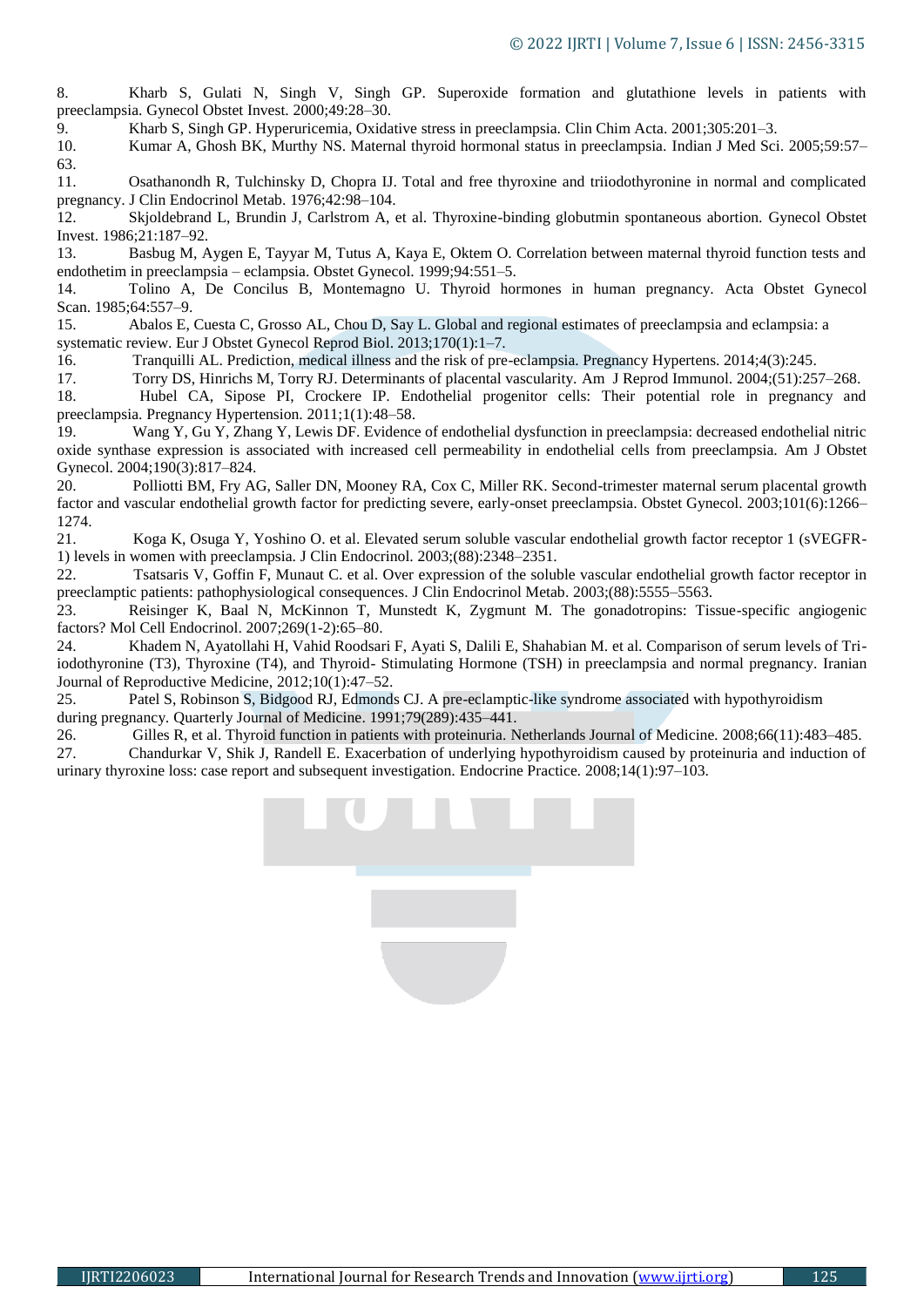8. Kharb S, Gulati N, Singh V, Singh GP. Superoxide formation and glutathione levels in patients with preeclampsia. Gynecol Obstet Invest. 2000;49:28–30.

9. Kharb S, Singh GP. Hyperuricemia, Oxidative stress in preeclampsia. Clin Chim Acta. 2001;305:201–3.

10. Kumar A, Ghosh BK, Murthy NS. Maternal thyroid hormonal status in preeclampsia. Indian J Med Sci. 2005;59:57–63.

11. Osathanondh R, Tulchinsky D, Chopra IJ. Total and free thyroxine and triiodothyronine in normal and complicated pregnancy. J Clin Endocrinol Metab. 1976;42:98–104.

12. Skjoldebrand L, Brundin J, Carlstrom A, et al. Thyroxine-binding globutmin spontaneous abortion. Gynecol Obstet Invest. 1986;21:187–92.

13. Basbug M, Aygen E, Tayyar M, Tutus A, Kaya E, Oktem O. Correlation between maternal thyroid function tests and endothetim in preeclampsia – eclampsia. Obstet Gynecol. 1999;94:551–5.

14. Tolino A, De Concilus B, Montemagno U. Thyroid hormones in human pregnancy. Acta Obstet Gynecol Scan. 1985;64:557–9.

15. Abalos E, Cuesta C, Grosso AL, Chou D, Say L. Global and regional estimates of preeclampsia and eclampsia: a systematic review. Eur J Obstet Gynecol Reprod Biol. 2013;170(1):1–7.

16. Tranquilli AL. Prediction, medical illness and the risk of pre-eclampsia. Pregnancy Hypertens. 2014;4(3):245.

17. Torry DS, Hinrichs M, Torry RJ. Determinants of placental vascularity. Am J Reprod Immunol. 2004;(51):257–268.

18. Hubel CA, Sipose PI, Crockere IP. Endothelial progenitor cells: Their potential role in pregnancy and preeclampsia. Pregnancy Hypertension. 2011;1(1):48–58.

19. Wang Y, Gu Y, Zhang Y, Lewis DF. Evidence of endothelial dysfunction in preeclampsia: decreased endothelial nitric oxide synthase expression is associated with increased cell permeability in endothelial cells from preeclampsia. Am J Obstet Gynecol. 2004;190(3):817–824.

20. Polliotti BM, Fry AG, Saller DN, Mooney RA, Cox C, Miller RK. Second-trimester maternal serum placental growth factor and vascular endothelial growth factor for predicting severe, early-onset preeclampsia. Obstet Gynecol. 2003;101(6):1266–1274.

21. Koga K, Osuga Y, Yoshino O. et al. Elevated serum soluble vascular endothelial growth factor receptor 1 (sVEGFR-1) levels in women with preeclampsia. J Clin Endocrinol. 2003;(88):2348–2351.

22. Tsatsaris V, Goffin F, Munaut C. et al. Over expression of the soluble vascular endothelial growth factor receptor in preeclamptic patients: pathophysiological consequences. J Clin Endocrinol Metab. 2003;(88):5555–5563.

23. Reisinger K, Baal N, McKinnon T, Munstedt K, Zygmunt M. The gonadotropins: Tissue-specific angiogenic factors? Mol Cell Endocrinol. 2007;269(1-2):65–80.

24. Khadem N, Ayatollahi H, Vahid Roodsari F, Ayati S, Dalili E, Shahabian M. et al. Comparison of serum levels of Tri-iodothyronine (T3), Thyroxine (T4), and Thyroid- Stimulating Hormone (TSH) in preeclampsia and normal pregnancy. Iranian Journal of Reproductive Medicine, 2012;10(1):47–52.

25. Patel S, Robinson S, Bidgood RJ, Edmonds CJ. A pre-eclamptic-like syndrome associated with hypothyroidism during pregnancy. Quarterly Journal of Medicine. 1991;79(289):435–441.

26. Gilles R, et al. Thyroid function in patients with proteinuria. Netherlands Journal of Medicine. 2008;66(11):483–485.

27. Chandurkar V, Shik J, Randell E. Exacerbation of underlying hypothyroidism caused by proteinuria and induction of urinary thyroxine loss: case report and subsequent investigation. Endocrine Practice. 2008;14(1):97–103.